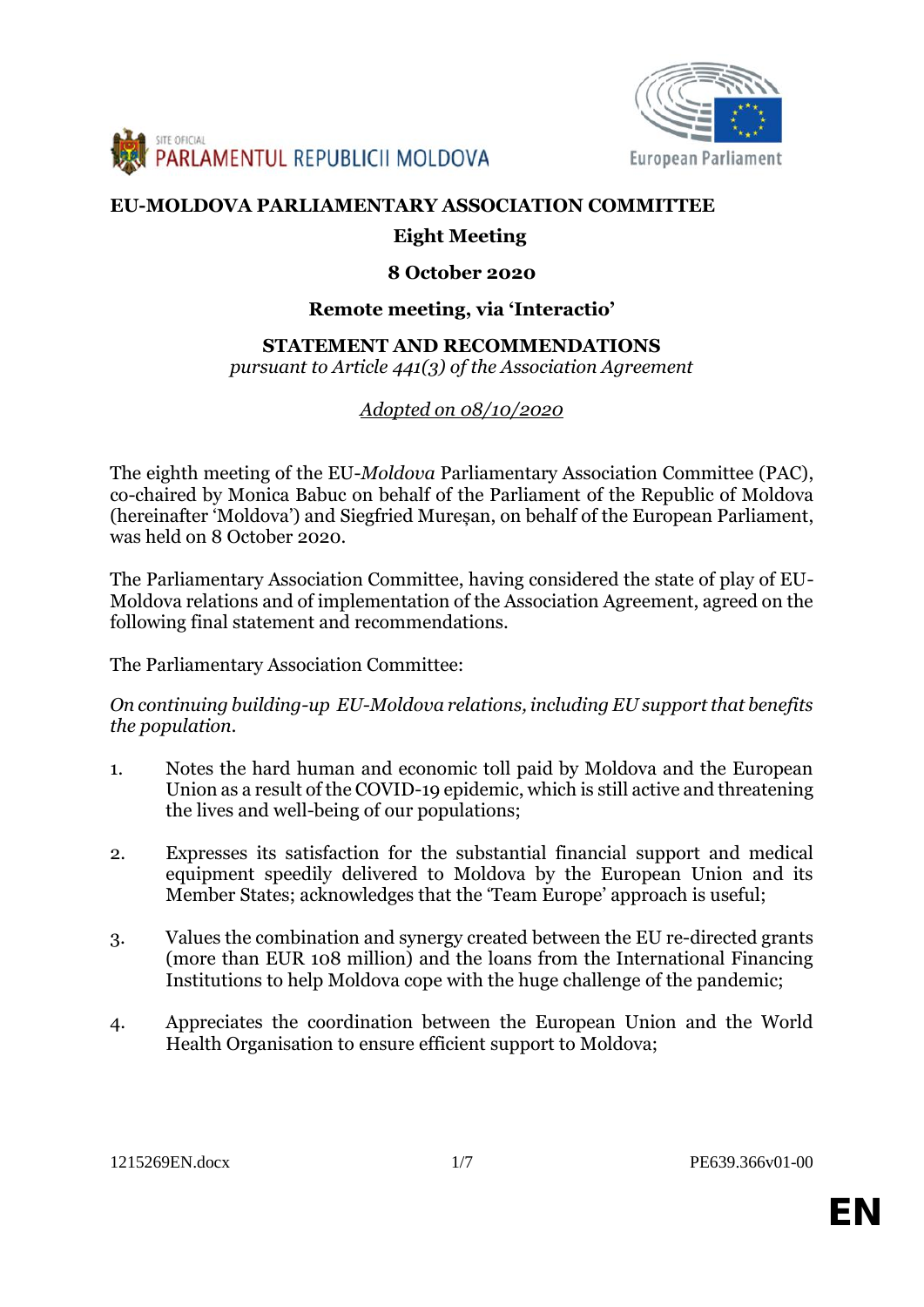SITE OFICIAL PARLAMENTUL REPUBLICII MOLDOVA

European Parliament

**EU-MOLDOVA PARLIAMENTARY ASSOCIATION COMMITTEE**

**Eight Meeting**

**8 October 2020**

**Remote meeting, via 'Interactio'**

**STATEMENT AND RECOMMENDATIONS**

*pursuant to Article 441(3) of the Association Agreement*

*Adopted on 08/10/2020*

The eighth meeting of the EU-*Moldova* Parliamentary Association Committee (PAC), co-chaired by Monica Babuc on behalf of the Parliament of the Republic of Moldova (hereinafter 'Moldova') and Siegfried Mureșan, on behalf of the European Parliament, was held on 8 October 2020.

The Parliamentary Association Committee, having considered the state of play of EU-Moldova relations and of implementation of the Association Agreement, agreed on the following final statement and recommendations.

The Parliamentary Association Committee:

*On continuing building-up EU-Moldova relations, including EU support that benefits the population.*

1. Notes the hard human and economic toll paid by Moldova and the European Union as a result of the COVID-19 epidemic, which is still active and threatening the lives and well-being of our populations;

2. Expresses its satisfaction for the substantial financial support and medical equipment speedily delivered to Moldova by the European Union and its Member States; acknowledges that the 'Team Europe' approach is useful;

3. Values the combination and synergy created between the EU re-directed grants (more than EUR 108 million) and the loans from the International Financing Institutions to help Moldova cope with the huge challenge of the pandemic;

4. Appreciates the coordination between the European Union and the World Health Organisation to ensure efficient support to Moldova;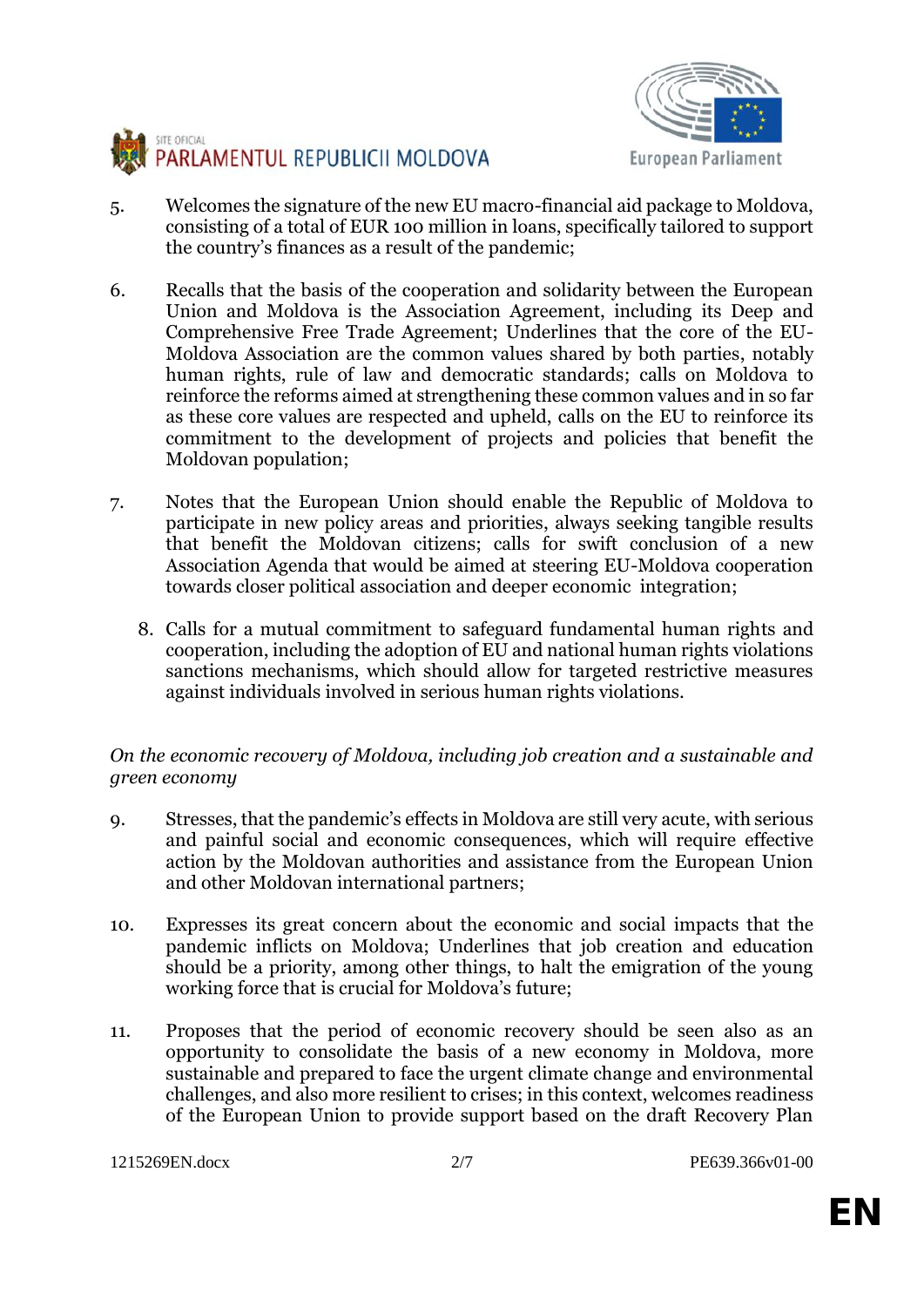5. Welcomes the signature of the new EU macro-financial aid package to Moldova, consisting of a total of EUR 100 million in loans, specifically tailored to support the country's finances as a result of the pandemic;

6. Recalls that the basis of the cooperation and solidarity between the European Union and Moldova is the Association Agreement, including its Deep and Comprehensive Free Trade Agreement; Underlines that the core of the EU-Moldova Association are the common values shared by both parties, notably human rights, rule of law and democratic standards; calls on Moldova to reinforce the reforms aimed at strengthening these common values and in so far as these core values are respected and upheld, calls on the EU to reinforce its commitment to the development of projects and policies that benefit the Moldovan population;

7. Notes that the European Union should enable the Republic of Moldova to participate in new policy areas and priorities, always seeking tangible results that benefit the Moldovan citizens; calls for swift conclusion of a new Association Agenda that would be aimed at steering EU-Moldova cooperation towards closer political association and deeper economic integration;

8. Calls for a mutual commitment to safeguard fundamental human rights and cooperation, including the adoption of EU and national human rights violations sanctions mechanisms, which should allow for targeted restrictive measures against individuals involved in serious human rights violations.

*On the economic recovery of Moldova, including job creation and a sustainable and green economy*

9. Stresses, that the pandemic's effects in Moldova are still very acute, with serious and painful social and economic consequences, which will require effective action by the Moldovan authorities and assistance from the European Union and other Moldovan international partners;

10. Expresses its great concern about the economic and social impacts that the pandemic inflicts on Moldova; Underlines that job creation and education should be a priority, among other things, to halt the emigration of the young working force that is crucial for Moldova's future;

11. Proposes that the period of economic recovery should be seen also as an opportunity to consolidate the basis of a new economy in Moldova, more sustainable and prepared to face the urgent climate change and environmental challenges, and also more resilient to crises; in this context, welcomes readiness of the European Union to provide support based on the draft Recovery Plan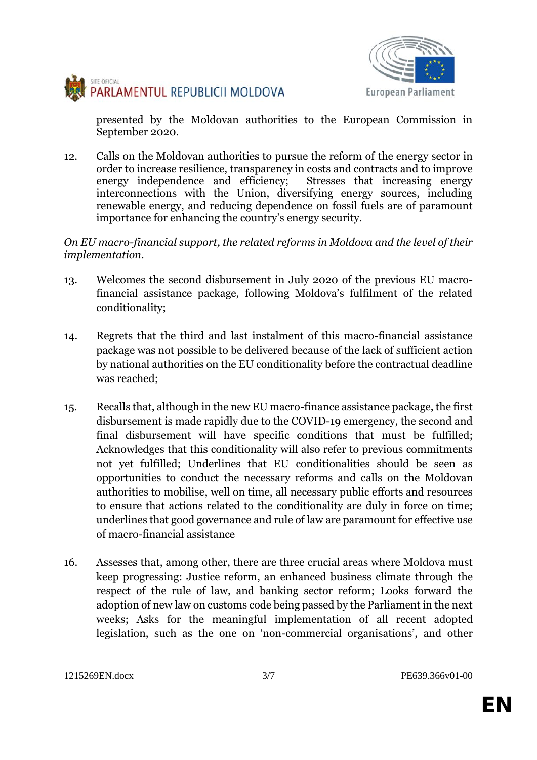presented by the Moldovan authorities to the European Commission in September 2020.

12. Calls on the Moldovan authorities to pursue the reform of the energy sector in order to increase resilience, transparency in costs and contracts and to improve energy independence and efficiency; Stresses that increasing energy interconnections with the Union, diversifying energy sources, including renewable energy, and reducing dependence on fossil fuels are of paramount importance for enhancing the country's energy security.

*On EU macro-financial support, the related reforms in Moldova and the level of their implementation.*

13. Welcomes the second disbursement in July 2020 of the previous EU macro-financial assistance package, following Moldova's fulfilment of the related conditionality;

14. Regrets that the third and last instalment of this macro-financial assistance package was not possible to be delivered because of the lack of sufficient action by national authorities on the EU conditionality before the contractual deadline was reached;

15. Recalls that, although in the new EU macro-finance assistance package, the first disbursement is made rapidly due to the COVID-19 emergency, the second and final disbursement will have specific conditions that must be fulfilled; Acknowledges that this conditionality will also refer to previous commitments not yet fulfilled; Underlines that EU conditionalities should be seen as opportunities to conduct the necessary reforms and calls on the Moldovan authorities to mobilise, well on time, all necessary public efforts and resources to ensure that actions related to the conditionality are duly in force on time; underlines that good governance and rule of law are paramount for effective use of macro-financial assistance

16. Assesses that, among other, there are three crucial areas where Moldova must keep progressing: Justice reform, an enhanced business climate through the respect of the rule of law, and banking sector reform; Looks forward the adoption of new law on customs code being passed by the Parliament in the next weeks; Asks for the meaningful implementation of all recent adopted legislation, such as the one on 'non-commercial organisations', and other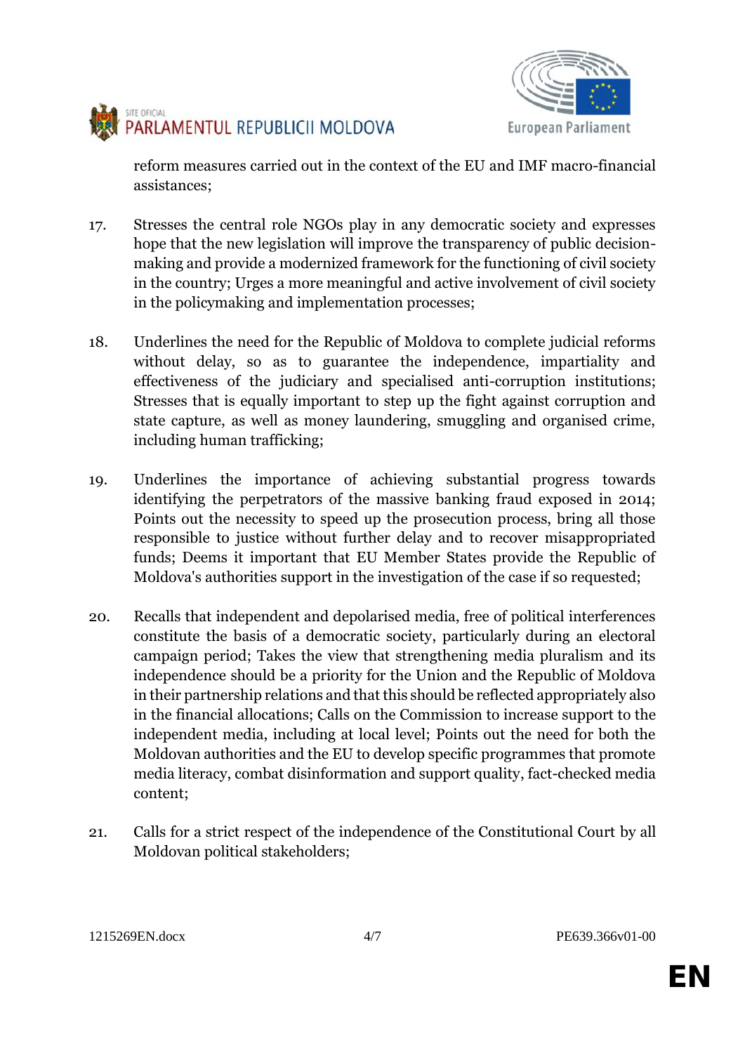reform measures carried out in the context of the EU and IMF macro-financial assistances;

17. Stresses the central role NGOs play in any democratic society and expresses hope that the new legislation will improve the transparency of public decision-making and provide a modernized framework for the functioning of civil society in the country; Urges a more meaningful and active involvement of civil society in the policymaking and implementation processes;

18. Underlines the need for the Republic of Moldova to complete judicial reforms without delay, so as to guarantee the independence, impartiality and effectiveness of the judiciary and specialised anti-corruption institutions; Stresses that is equally important to step up the fight against corruption and state capture, as well as money laundering, smuggling and organised crime, including human trafficking;

19. Underlines the importance of achieving substantial progress towards identifying the perpetrators of the massive banking fraud exposed in 2014; Points out the necessity to speed up the prosecution process, bring all those responsible to justice without further delay and to recover misappropriated funds; Deems it important that EU Member States provide the Republic of Moldova's authorities support in the investigation of the case if so requested;

20. Recalls that independent and depolarised media, free of political interferences constitute the basis of a democratic society, particularly during an electoral campaign period; Takes the view that strengthening media pluralism and its independence should be a priority for the Union and the Republic of Moldova in their partnership relations and that this should be reflected appropriately also in the financial allocations; Calls on the Commission to increase support to the independent media, including at local level; Points out the need for both the Moldovan authorities and the EU to develop specific programmes that promote media literacy, combat disinformation and support quality, fact-checked media content;

21. Calls for a strict respect of the independence of the Constitutional Court by all Moldovan political stakeholders;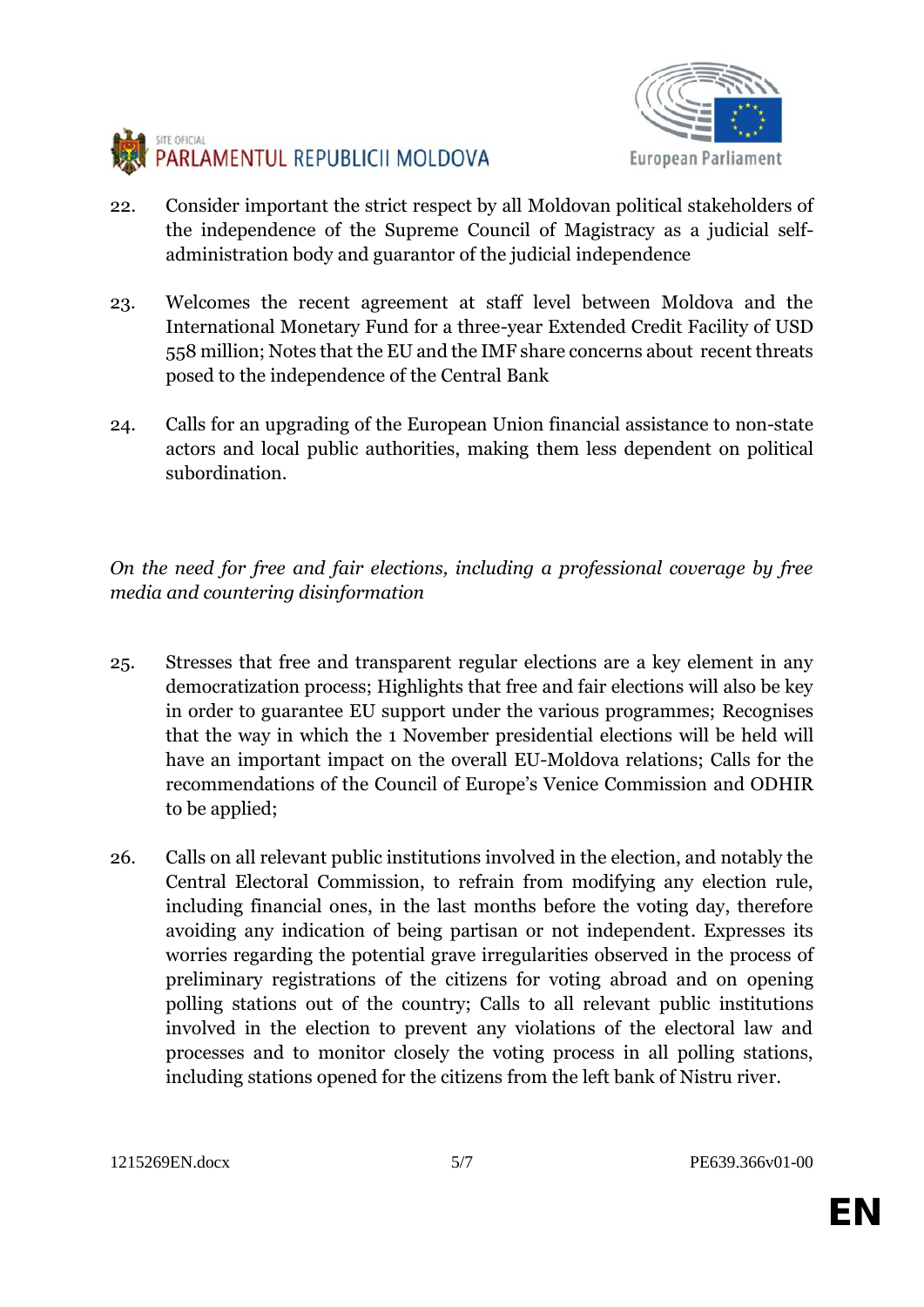22. Consider important the strict respect by all Moldovan political stakeholders of the independence of the Supreme Council of Magistracy as a judicial self-administration body and guarantor of the judicial independence

23. Welcomes the recent agreement at staff level between Moldova and the International Monetary Fund for a three-year Extended Credit Facility of USD 558 million; Notes that the EU and the IMF share concerns about recent threats posed to the independence of the Central Bank

24. Calls for an upgrading of the European Union financial assistance to non-state actors and local public authorities, making them less dependent on political subordination.

*On the need for free and fair elections, including a professional coverage by free media and countering disinformation*

25. Stresses that free and transparent regular elections are a key element in any democratization process; Highlights that free and fair elections will also be key in order to guarantee EU support under the various programmes; Recognises that the way in which the 1 November presidential elections will be held will have an important impact on the overall EU-Moldova relations; Calls for the recommendations of the Council of Europe's Venice Commission and ODHIR to be applied;

26. Calls on all relevant public institutions involved in the election, and notably the Central Electoral Commission, to refrain from modifying any election rule, including financial ones, in the last months before the voting day, therefore avoiding any indication of being partisan or not independent. Expresses its worries regarding the potential grave irregularities observed in the process of preliminary registrations of the citizens for voting abroad and on opening polling stations out of the country; Calls to all relevant public institutions involved in the election to prevent any violations of the electoral law and processes and to monitor closely the voting process in all polling stations, including stations opened for the citizens from the left bank of Nistru river.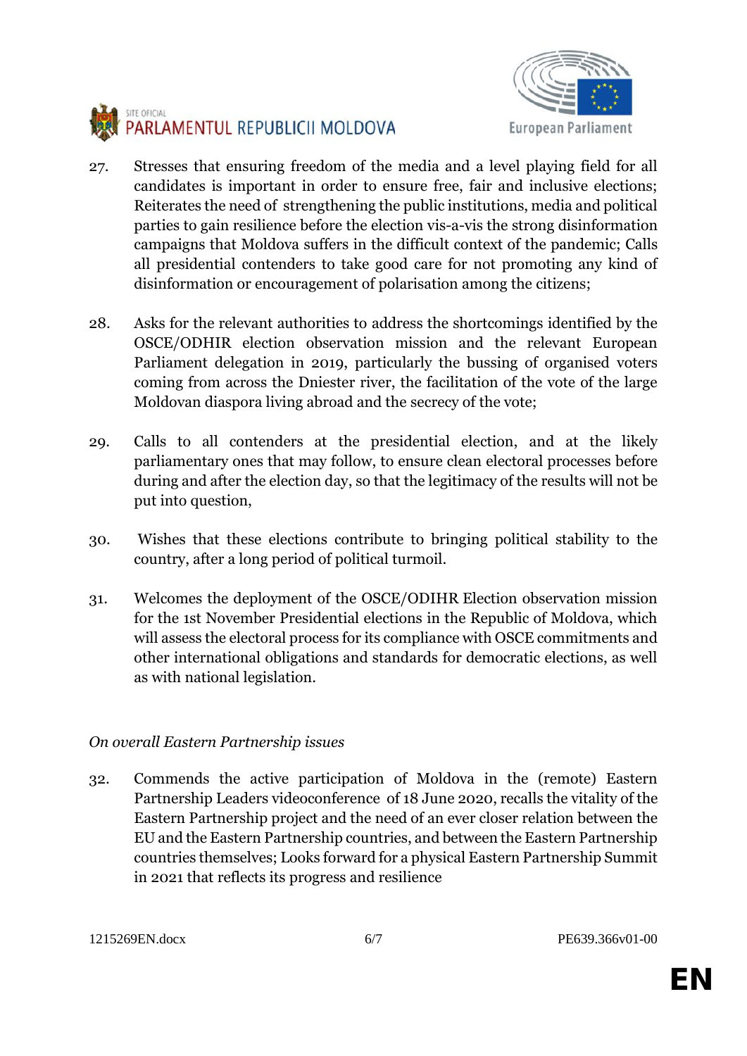27. Stresses that ensuring freedom of the media and a level playing field for all candidates is important in order to ensure free, fair and inclusive elections; Reiterates the need of strengthening the public institutions, media and political parties to gain resilience before the election vis-a-vis the strong disinformation campaigns that Moldova suffers in the difficult context of the pandemic; Calls all presidential contenders to take good care for not promoting any kind of disinformation or encouragement of polarisation among the citizens;

28. Asks for the relevant authorities to address the shortcomings identified by the OSCE/ODIHR election observation mission and the relevant European Parliament delegation in 2019, particularly the bussing of organised voters coming from across the Dniester river, the facilitation of the vote of the large Moldovan diaspora living abroad and the secrecy of the vote;

29. Calls to all contenders at the presidential election, and at the likely parliamentary ones that may follow, to ensure clean electoral processes before during and after the election day, so that the legitimacy of the results will not be put into question,

30. Wishes that these elections contribute to bringing political stability to the country, after a long period of political turmoil.

31. Welcomes the deployment of the OSCE/ODIHR Election observation mission for the 1st November Presidential elections in the Republic of Moldova, which will assess the electoral process for its compliance with OSCE commitments and other international obligations and standards for democratic elections, as well as with national legislation.

*On overall Eastern Partnership issues*

32. Commends the active participation of Moldova in the (remote) Eastern Partnership Leaders videoconference of 18 June 2020, recalls the vitality of the Eastern Partnership project and the need of an ever closer relation between the EU and the Eastern Partnership countries, and between the Eastern Partnership countries themselves; Looks forward for a physical Eastern Partnership Summit in 2021 that reflects its progress and resilience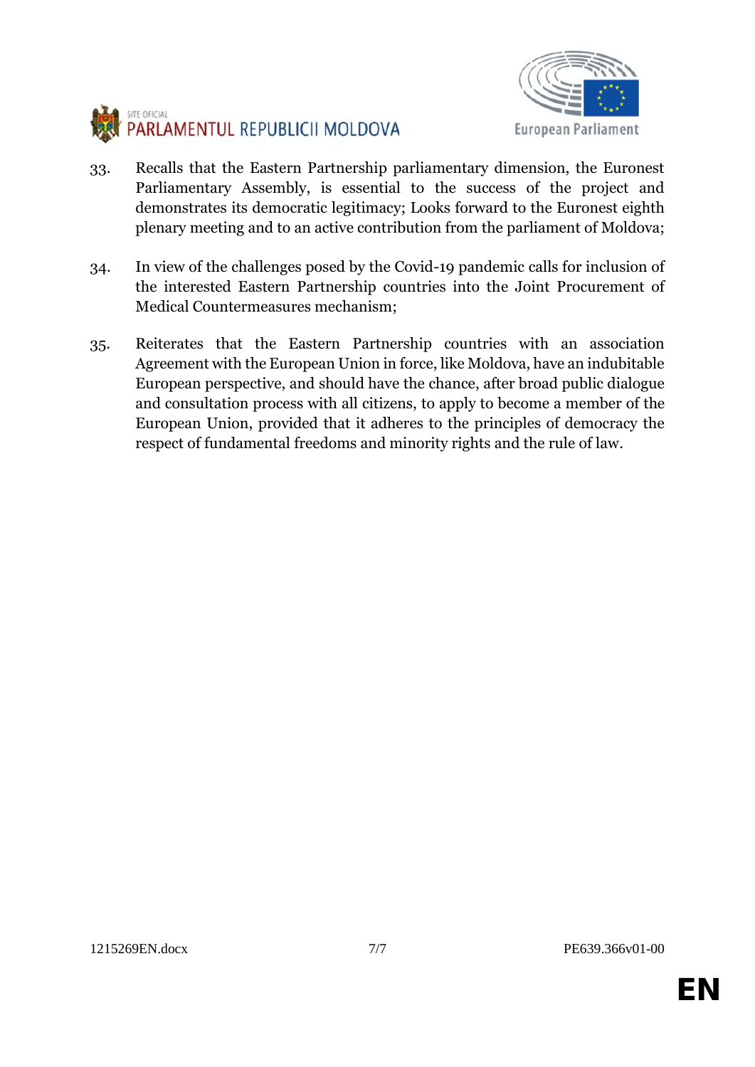33. Recalls that the Eastern Partnership parliamentary dimension, the Euronest Parliamentary Assembly, is essential to the success of the project and demonstrates its democratic legitimacy; Looks forward to the Euronest eighth plenary meeting and to an active contribution from the parliament of Moldova;

34. In view of the challenges posed by the Covid-19 pandemic calls for inclusion of the interested Eastern Partnership countries into the Joint Procurement of Medical Countermeasures mechanism;

35. Reiterates that the Eastern Partnership countries with an association Agreement with the European Union in force, like Moldova, have an indubitable European perspective, and should have the chance, after broad public dialogue and consultation process with all citizens, to apply to become a member of the European Union, provided that it adheres to the principles of democracy the respect of fundamental freedoms and minority rights and the rule of law.